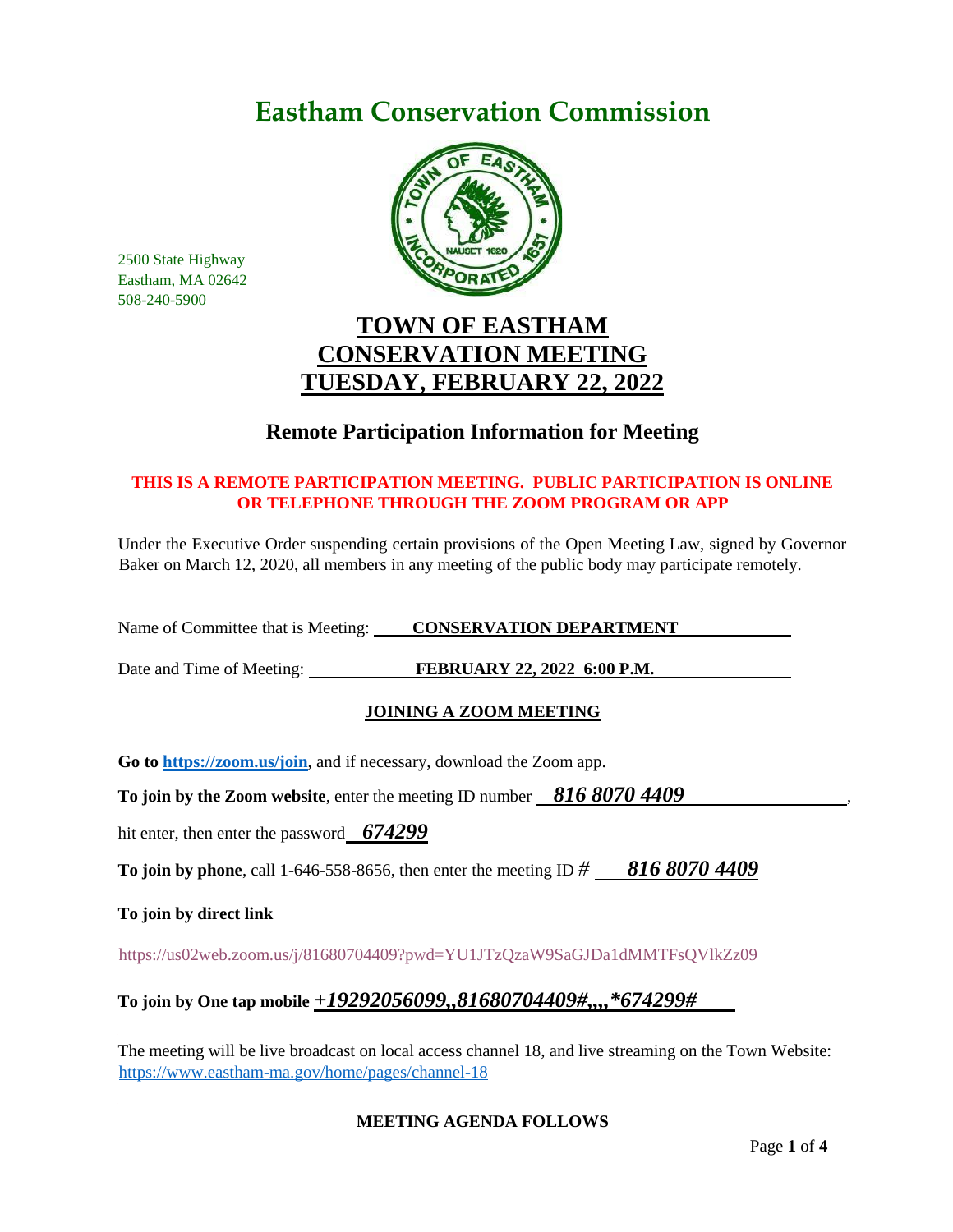# Eastham Conservation Commission

2500 State Highway
Eastham, MA 02642
508-240-5900

## TOWN OF EASTHAM
## CONSERVATION MEETING
## TUESDAY, FEBRUARY 22, 2022

### Remote Participation Information for Meeting

**THIS IS A REMOTE PARTICIPATION MEETING. PUBLIC PARTICIPATION IS ONLINE OR TELEPHONE THROUGH THE ZOOM PROGRAM OR APP**

Under the Executive Order suspending certain provisions of the Open Meeting Law, signed by Governor Baker on March 12, 2020, all members in any meeting of the public body may participate remotely.

Name of Committee that is Meeting: **CONSERVATION DEPARTMENT**

Date and Time of Meeting: **FEBRUARY 22, 2022 6:00 P.M.**

**JOINING A ZOOM MEETING**

**Go to https://zoom.us/join**, and if necessary, download the Zoom app.

**To join by the Zoom website**, enter the meeting ID number ***816 8070 4409***,

hit enter, then enter the password ***674299***

**To join by phone**, call 1-646-558-8656, then enter the meeting ID # ***816 8070 4409***

**To join by direct link**

https://us02web.zoom.us/j/81680704409?pwd=YU1JTzQzaW9SaGJDa1dMMTFsQVlkZz09

**To join by One tap mobile** ***+19292056099,,81680704409#,,,,*674299#***

The meeting will be live broadcast on local access channel 18, and live streaming on the Town Website: https://www.eastham-ma.gov/home/pages/channel-18

**MEETING AGENDA FOLLOWS**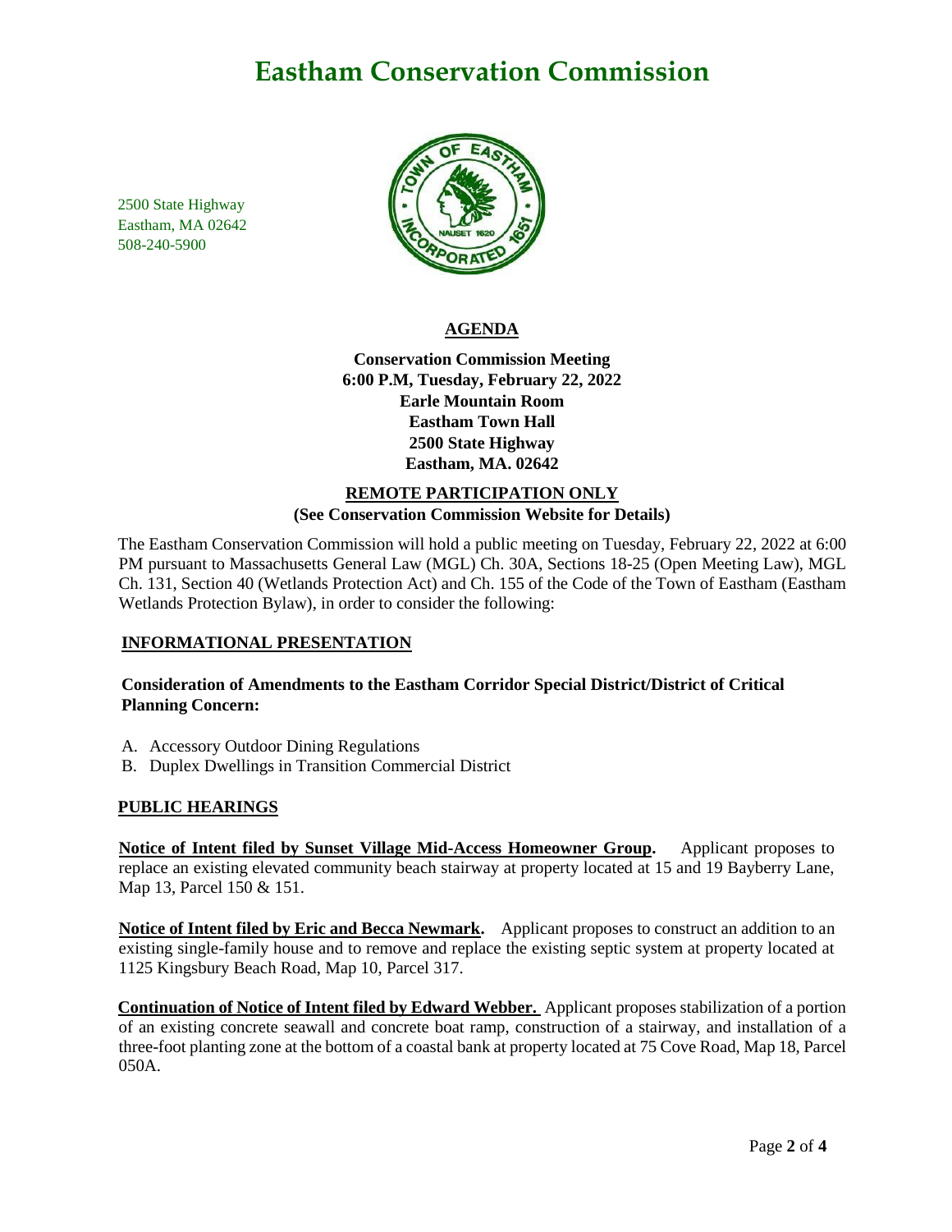# Eastham Conservation Commission

2500 State Highway
Eastham, MA 02642
508-240-5900

## AGENDA

**Conservation Commission Meeting**
**6:00 P.M, Tuesday, February 22, 2022**
**Earle Mountain Room**
**Eastham Town Hall**
**2500 State Highway**
**Eastham, MA. 02642**

**REMOTE PARTICIPATION ONLY**
**(See Conservation Commission Website for Details)**

The Eastham Conservation Commission will hold a public meeting on Tuesday, February 22, 2022 at 6:00 PM pursuant to Massachusetts General Law (MGL) Ch. 30A, Sections 18-25 (Open Meeting Law), MGL Ch. 131, Section 40 (Wetlands Protection Act) and Ch. 155 of the Code of the Town of Eastham (Eastham Wetlands Protection Bylaw), in order to consider the following:

### INFORMATIONAL PRESENTATION

**Consideration of Amendments to the Eastham Corridor Special District/District of Critical Planning Concern:**

A. Accessory Outdoor Dining Regulations
B. Duplex Dwellings in Transition Commercial District

### PUBLIC HEARINGS

**Notice of Intent filed by Sunset Village Mid-Access Homeowner Group.** Applicant proposes to replace an existing elevated community beach stairway at property located at 15 and 19 Bayberry Lane, Map 13, Parcel 150 & 151.

**Notice of Intent filed by Eric and Becca Newmark.** Applicant proposes to construct an addition to an existing single-family house and to remove and replace the existing septic system at property located at 1125 Kingsbury Beach Road, Map 10, Parcel 317.

**Continuation of Notice of Intent filed by Edward Webber.** Applicant proposes stabilization of a portion of an existing concrete seawall and concrete boat ramp, construction of a stairway, and installation of a three-foot planting zone at the bottom of a coastal bank at property located at 75 Cove Road, Map 18, Parcel 050A.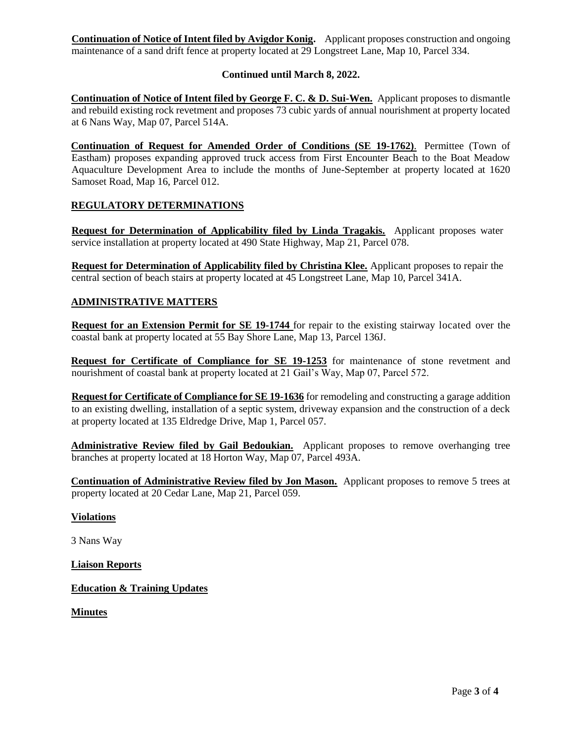**Continuation of Notice of Intent filed by Avigdor Konig.** Applicant proposes construction and ongoing maintenance of a sand drift fence at property located at 29 Longstreet Lane, Map 10, Parcel 334.

**Continued until March 8, 2022.**

**Continuation of Notice of Intent filed by George F. C. & D. Sui-Wen.** Applicant proposes to dismantle and rebuild existing rock revetment and proposes 73 cubic yards of annual nourishment at property located at 6 Nans Way, Map 07, Parcel 514A.

**Continuation of Request for Amended Order of Conditions (SE 19-1762)**. Permittee (Town of Eastham) proposes expanding approved truck access from First Encounter Beach to the Boat Meadow Aquaculture Development Area to include the months of June-September at property located at 1620 Samoset Road, Map 16, Parcel 012.

## REGULATORY DETERMINATIONS

**Request for Determination of Applicability filed by Linda Tragakis.** Applicant proposes water service installation at property located at 490 State Highway, Map 21, Parcel 078.

**Request for Determination of Applicability filed by Christina Klee.** Applicant proposes to repair the central section of beach stairs at property located at 45 Longstreet Lane, Map 10, Parcel 341A.

## ADMINISTRATIVE MATTERS

**Request for an Extension Permit for SE 19-1744** for repair to the existing stairway located over the coastal bank at property located at 55 Bay Shore Lane, Map 13, Parcel 136J.

**Request for Certificate of Compliance for SE 19-1253** for maintenance of stone revetment and nourishment of coastal bank at property located at 21 Gail's Way, Map 07, Parcel 572.

**Request for Certificate of Compliance for SE 19-1636** for remodeling and constructing a garage addition to an existing dwelling, installation of a septic system, driveway expansion and the construction of a deck at property located at 135 Eldredge Drive, Map 1, Parcel 057.

**Administrative Review filed by Gail Bedoukian.** Applicant proposes to remove overhanging tree branches at property located at 18 Horton Way, Map 07, Parcel 493A.

**Continuation of Administrative Review filed by Jon Mason.** Applicant proposes to remove 5 trees at property located at 20 Cedar Lane, Map 21, Parcel 059.

**Violations**

3 Nans Way

**Liaison Reports**

**Education & Training Updates**

**Minutes**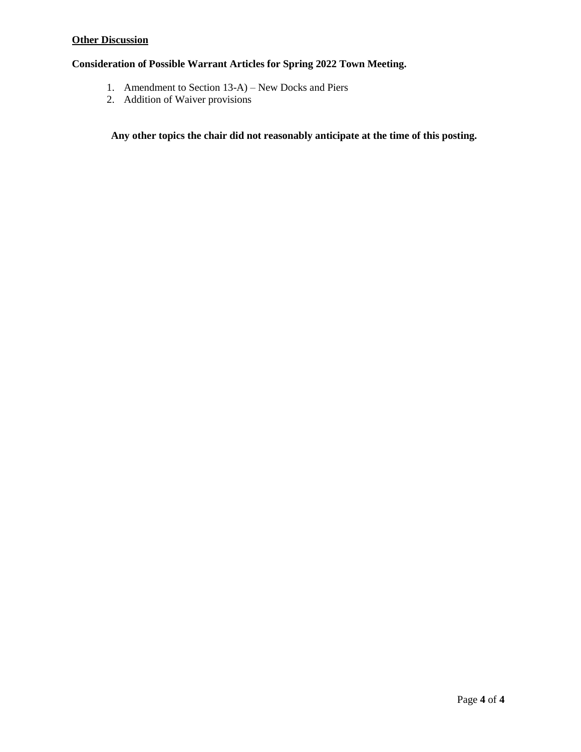**Other Discussion**

**Consideration of Possible Warrant Articles for Spring 2022 Town Meeting.**

1. Amendment to Section 13-A) – New Docks and Piers
2. Addition of Waiver provisions

**Any other topics the chair did not reasonably anticipate at the time of this posting.**